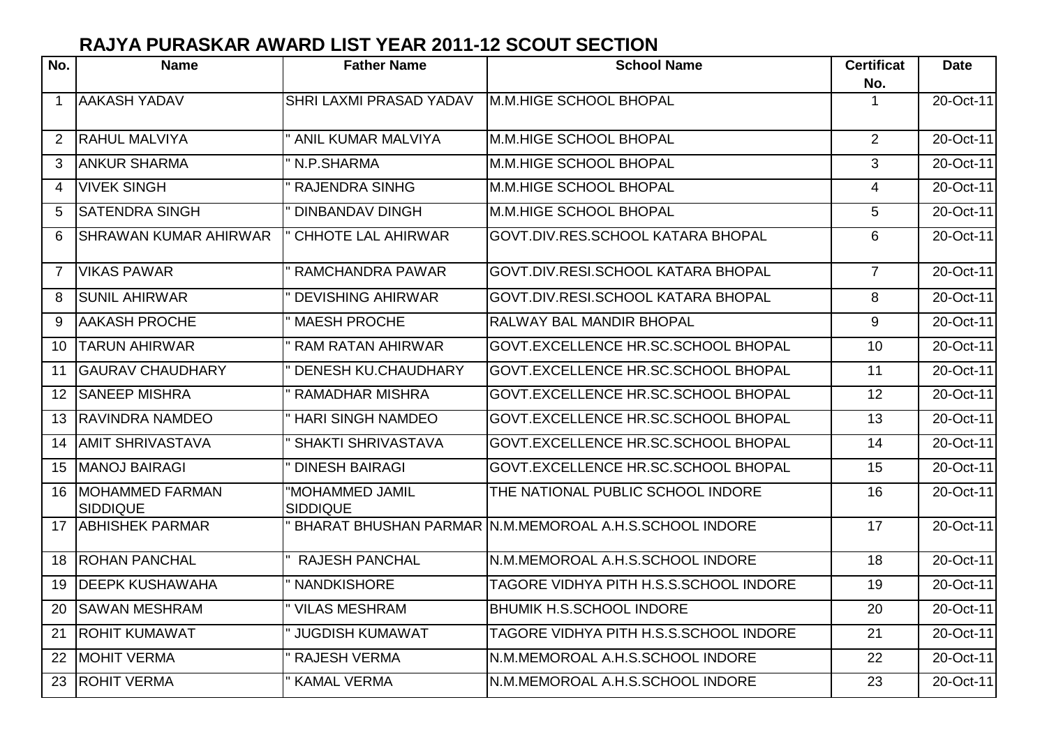## RAJYA PURASKAR AWARD LIST YEAR 2011-12 SCOUT SECTION

| No. | Name | Father Name | School Name | Certificat No. | Date |
|---|---|---|---|---|---|
| 1 | AAKASH YADAV | SHRI LAXMI PRASAD YADAV | M.M.HIGE SCHOOL BHOPAL | 1 | 20-Oct-11 |
| 2 | RAHUL MALVIYA | " ANIL KUMAR MALVIYA | M.M.HIGE SCHOOL BHOPAL | 2 | 20-Oct-11 |
| 3 | ANKUR SHARMA | " N.P.SHARMA | M.M.HIGE SCHOOL BHOPAL | 3 | 20-Oct-11 |
| 4 | VIVEK SINGH | " RAJENDRA SINHG | M.M.HIGE SCHOOL BHOPAL | 4 | 20-Oct-11 |
| 5 | SATENDRA SINGH | " DINBANDAV DINGH | M.M.HIGE SCHOOL BHOPAL | 5 | 20-Oct-11 |
| 6 | SHRAWAN KUMAR AHIRWAR | " CHHOTE LAL AHIRWAR | GOVT.DIV.RES.SCHOOL KATARA BHOPAL | 6 | 20-Oct-11 |
| 7 | VIKAS PAWAR | " RAMCHANDRA PAWAR | GOVT.DIV.RESI.SCHOOL KATARA BHOPAL | 7 | 20-Oct-11 |
| 8 | SUNIL AHIRWAR | " DEVISHING AHIRWAR | GOVT.DIV.RESI.SCHOOL KATARA BHOPAL | 8 | 20-Oct-11 |
| 9 | AAKASH PROCHE | " MAESH PROCHE | RALWAY BAL MANDIR BHOPAL | 9 | 20-Oct-11 |
| 10 | TARUN AHIRWAR | " RAM RATAN AHIRWAR | GOVT.EXCELLENCE HR.SC.SCHOOL BHOPAL | 10 | 20-Oct-11 |
| 11 | GAURAV CHAUDHARY | " DENESH KU.CHAUDHARY | GOVT.EXCELLENCE HR.SC.SCHOOL BHOPAL | 11 | 20-Oct-11 |
| 12 | SANEEP MISHRA | " RAMADHAR MISHRA | GOVT.EXCELLENCE HR.SC.SCHOOL BHOPAL | 12 | 20-Oct-11 |
| 13 | RAVINDRA NAMDEO | " HARI SINGH NAMDEO | GOVT.EXCELLENCE HR.SC.SCHOOL BHOPAL | 13 | 20-Oct-11 |
| 14 | AMIT SHRIVASTAVA | " SHAKTI SHRIVASTAVA | GOVT.EXCELLENCE HR.SC.SCHOOL BHOPAL | 14 | 20-Oct-11 |
| 15 | MANOJ BAIRAGI | " DINESH BAIRAGI | GOVT.EXCELLENCE HR.SC.SCHOOL BHOPAL | 15 | 20-Oct-11 |
| 16 | MOHAMMED FARMAN SIDDIQUE | "MOHAMMED JAMIL SIDDIQUE | THE NATIONAL PUBLIC SCHOOL INDORE | 16 | 20-Oct-11 |
| 17 | ABHISHEK PARMAR | " BHARAT BHUSHAN PARMAR | N.M.MEMOROAL A.H.S.SCHOOL INDORE | 17 | 20-Oct-11 |
| 18 | ROHAN PANCHAL | " RAJESH PANCHAL | N.M.MEMOROAL A.H.S.SCHOOL INDORE | 18 | 20-Oct-11 |
| 19 | DEEPK KUSHAWAHA | " NANDKISHORE | TAGORE VIDHYA PITH H.S.S.SCHOOL INDORE | 19 | 20-Oct-11 |
| 20 | SAWAN MESHRAM | " VILAS MESHRAM | BHUMIK H.S.SCHOOL INDORE | 20 | 20-Oct-11 |
| 21 | ROHIT KUMAWAT | " JUGDISH KUMAWAT | TAGORE VIDHYA PITH H.S.S.SCHOOL INDORE | 21 | 20-Oct-11 |
| 22 | MOHIT VERMA | " RAJESH VERMA | N.M.MEMOROAL A.H.S.SCHOOL INDORE | 22 | 20-Oct-11 |
| 23 | ROHIT VERMA | " KAMAL VERMA | N.M.MEMOROAL A.H.S.SCHOOL INDORE | 23 | 20-Oct-11 |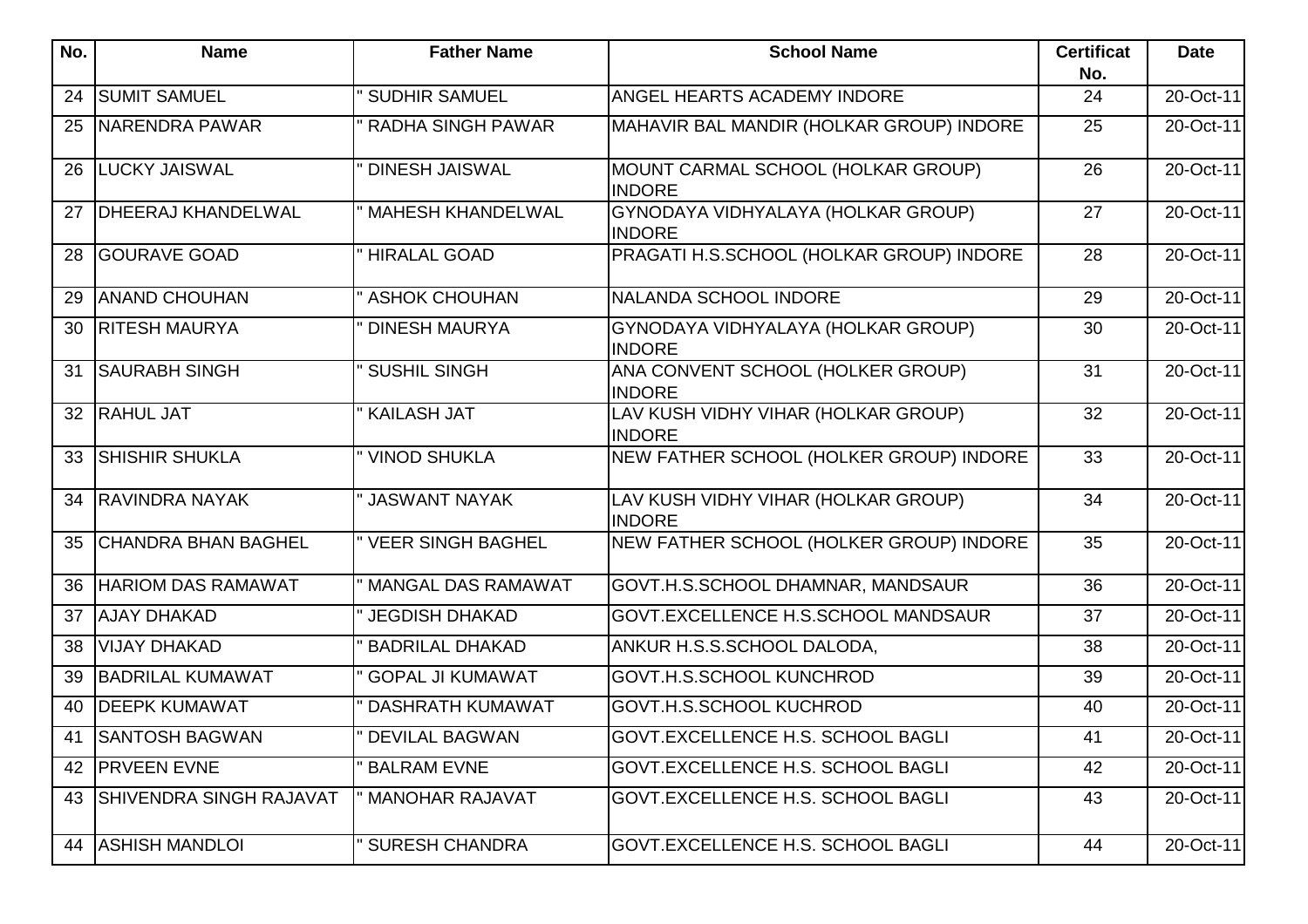| No. | Name | Father Name | School Name | Certificat No. | Date |
|---|---|---|---|---|---|
| 24 | SUMIT SAMUEL | " SUDHIR SAMUEL | ANGEL HEARTS ACADEMY INDORE | 24 | 20-Oct-11 |
| 25 | NARENDRA PAWAR | " RADHA SINGH PAWAR | MAHAVIR BAL MANDIR (HOLKAR GROUP) INDORE | 25 | 20-Oct-11 |
| 26 | LUCKY JAISWAL | " DINESH JAISWAL | MOUNT CARMAL SCHOOL (HOLKAR GROUP) INDORE | 26 | 20-Oct-11 |
| 27 | DHEERAJ KHANDELWAL | " MAHESH KHANDELWAL | GYNODAYA VIDHYALAYA (HOLKAR GROUP) INDORE | 27 | 20-Oct-11 |
| 28 | GOURAVE GOAD | " HIRALAL GOAD | PRAGATI H.S.SCHOOL (HOLKAR GROUP) INDORE | 28 | 20-Oct-11 |
| 29 | ANAND CHOUHAN | " ASHOK CHOUHAN | NALANDA SCHOOL INDORE | 29 | 20-Oct-11 |
| 30 | RITESH MAURYA | " DINESH MAURYA | GYNODAYA VIDHYALAYA (HOLKAR GROUP) INDORE | 30 | 20-Oct-11 |
| 31 | SAURABH SINGH | " SUSHIL SINGH | ANA CONVENT SCHOOL (HOLKER GROUP) INDORE | 31 | 20-Oct-11 |
| 32 | RAHUL JAT | " KAILASH JAT | LAV KUSH VIDHY VIHAR (HOLKAR GROUP) INDORE | 32 | 20-Oct-11 |
| 33 | SHISHIR SHUKLA | " VINOD SHUKLA | NEW FATHER SCHOOL (HOLKER GROUP) INDORE | 33 | 20-Oct-11 |
| 34 | RAVINDRA NAYAK | " JASWANT NAYAK | LAV KUSH VIDHY VIHAR (HOLKAR GROUP) INDORE | 34 | 20-Oct-11 |
| 35 | CHANDRA BHAN BAGHEL | " VEER SINGH BAGHEL | NEW FATHER SCHOOL (HOLKER GROUP) INDORE | 35 | 20-Oct-11 |
| 36 | HARIOM DAS RAMAWAT | " MANGAL DAS RAMAWAT | GOVT.H.S.SCHOOL DHAMNAR, MANDSAUR | 36 | 20-Oct-11 |
| 37 | AJAY DHAKAD | " JEGDISH DHAKAD | GOVT.EXCELLENCE H.S.SCHOOL MANDSAUR | 37 | 20-Oct-11 |
| 38 | VIJAY DHAKAD | " BADRILAL DHAKAD | ANKUR H.S.S.SCHOOL DALODA, | 38 | 20-Oct-11 |
| 39 | BADRILAL KUMAWAT | " GOPAL JI KUMAWAT | GOVT.H.S.SCHOOL KUNCHROD | 39 | 20-Oct-11 |
| 40 | DEEPK KUMAWAT | " DASHRATH KUMAWAT | GOVT.H.S.SCHOOL KUCHROD | 40 | 20-Oct-11 |
| 41 | SANTOSH BAGWAN | " DEVILAL BAGWAN | GOVT.EXCELLENCE H.S. SCHOOL BAGLI | 41 | 20-Oct-11 |
| 42 | PRVEEN EVNE | " BALRAM EVNE | GOVT.EXCELLENCE H.S. SCHOOL BAGLI | 42 | 20-Oct-11 |
| 43 | SHIVENDRA SINGH RAJAVAT | " MANOHAR RAJAVAT | GOVT.EXCELLENCE H.S. SCHOOL BAGLI | 43 | 20-Oct-11 |
| 44 | ASHISH MANDLOI | " SURESH CHANDRA | GOVT.EXCELLENCE H.S. SCHOOL BAGLI | 44 | 20-Oct-11 |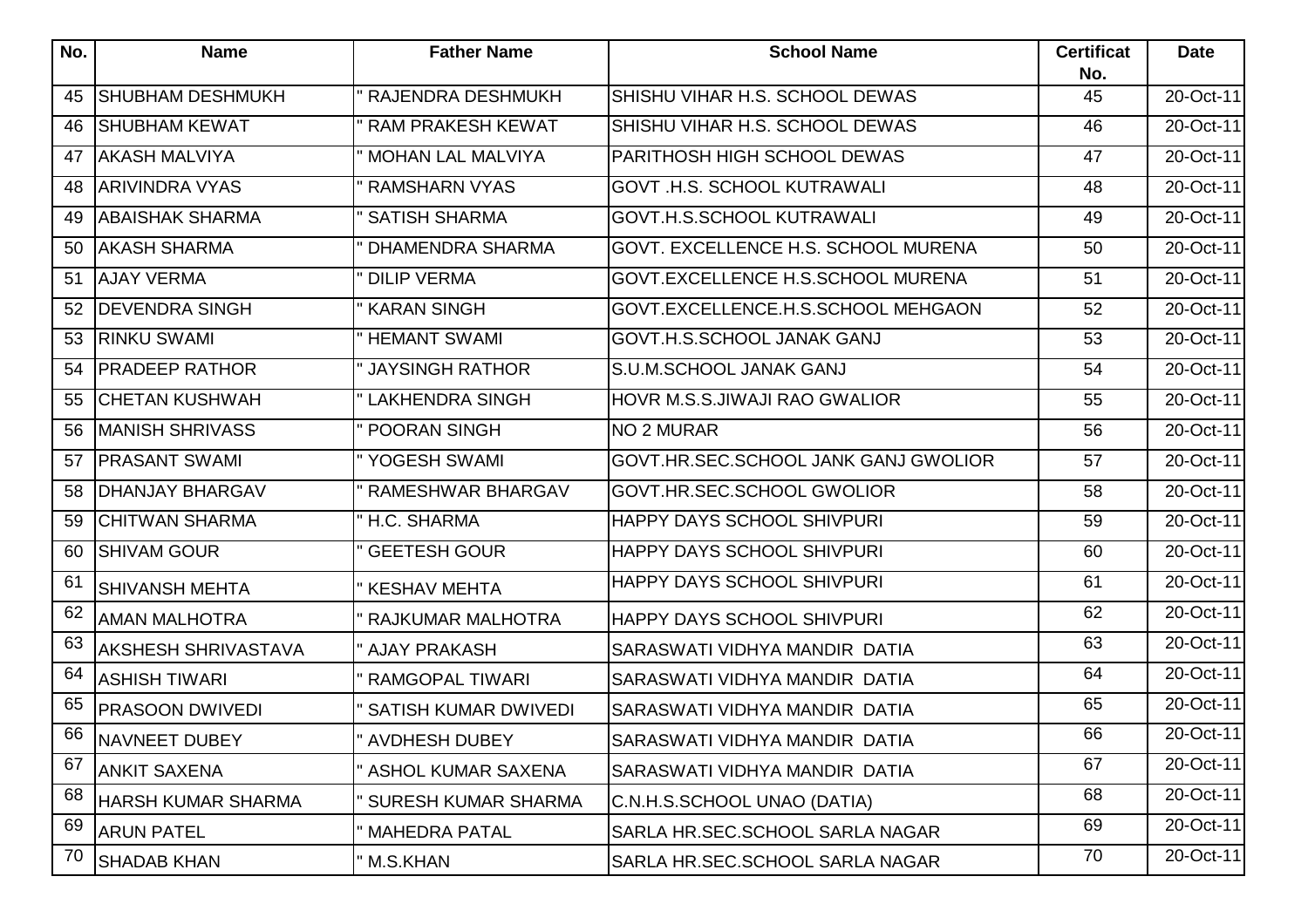| No. | Name | Father Name | School Name | Certificat No. | Date |
|---|---|---|---|---|---|
| 45 | SHUBHAM DESHMUKH | " RAJENDRA DESHMUKH | SHISHU VIHAR H.S. SCHOOL DEWAS | 45 | 20-Oct-11 |
| 46 | SHUBHAM KEWAT | " RAM PRAKESH KEWAT | SHISHU VIHAR H.S. SCHOOL DEWAS | 46 | 20-Oct-11 |
| 47 | AKASH MALVIYA | " MOHAN LAL MALVIYA | PARITHOSH HIGH SCHOOL DEWAS | 47 | 20-Oct-11 |
| 48 | ARIVINDRA VYAS | " RAMSHARN VYAS | GOVT .H.S. SCHOOL KUTRAWALI | 48 | 20-Oct-11 |
| 49 | ABAISHAK SHARMA | " SATISH SHARMA | GOVT.H.S.SCHOOL KUTRAWALI | 49 | 20-Oct-11 |
| 50 | AKASH SHARMA | " DHAMENDRA SHARMA | GOVT. EXCELLENCE H.S. SCHOOL MURENA | 50 | 20-Oct-11 |
| 51 | AJAY VERMA | " DILIP VERMA | GOVT.EXCELLENCE H.S.SCHOOL MURENA | 51 | 20-Oct-11 |
| 52 | DEVENDRA SINGH | " KARAN SINGH | GOVT.EXCELLENCE.H.S.SCHOOL MEHGAON | 52 | 20-Oct-11 |
| 53 | RINKU SWAMI | " HEMANT SWAMI | GOVT.H.S.SCHOOL JANAK GANJ | 53 | 20-Oct-11 |
| 54 | PRADEEP RATHOR | " JAYSINGH RATHOR | S.U.M.SCHOOL JANAK GANJ | 54 | 20-Oct-11 |
| 55 | CHETAN KUSHWAH | " LAKHENDRA SINGH | HOVR M.S.S.JIWAJI RAO GWALIOR | 55 | 20-Oct-11 |
| 56 | MANISH SHRIVASS | " POORAN SINGH | NO 2 MURAR | 56 | 20-Oct-11 |
| 57 | PRASANT SWAMI | " YOGESH SWAMI | GOVT.HR.SEC.SCHOOL JANK GANJ GWOLIOR | 57 | 20-Oct-11 |
| 58 | DHANJAY BHARGAV | " RAMESHWAR BHARGAV | GOVT.HR.SEC.SCHOOL GWOLIOR | 58 | 20-Oct-11 |
| 59 | CHITWAN SHARMA | " H.C. SHARMA | HAPPY DAYS SCHOOL SHIVPURI | 59 | 20-Oct-11 |
| 60 | SHIVAM GOUR | " GEETESH GOUR | HAPPY DAYS SCHOOL SHIVPURI | 60 | 20-Oct-11 |
| 61 | SHIVANSH MEHTA | " KESHAV MEHTA | HAPPY DAYS SCHOOL SHIVPURI | 61 | 20-Oct-11 |
| 62 | AMAN MALHOTRA | " RAJKUMAR MALHOTRA | HAPPY DAYS SCHOOL SHIVPURI | 62 | 20-Oct-11 |
| 63 | AKSHESH SHRIVASTAVA | " AJAY PRAKASH | SARASWATI VIDHYA MANDIR DATIA | 63 | 20-Oct-11 |
| 64 | ASHISH TIWARI | " RAMGOPAL TIWARI | SARASWATI VIDHYA MANDIR DATIA | 64 | 20-Oct-11 |
| 65 | PRASOON DWIVEDI | " SATISH KUMAR DWIVEDI | SARASWATI VIDHYA MANDIR DATIA | 65 | 20-Oct-11 |
| 66 | NAVNEET DUBEY | " AVDHESH DUBEY | SARASWATI VIDHYA MANDIR DATIA | 66 | 20-Oct-11 |
| 67 | ANKIT SAXENA | " ASHOL KUMAR SAXENA | SARASWATI VIDHYA MANDIR DATIA | 67 | 20-Oct-11 |
| 68 | HARSH KUMAR SHARMA | " SURESH KUMAR SHARMA | C.N.H.S.SCHOOL UNAO (DATIA) | 68 | 20-Oct-11 |
| 69 | ARUN PATEL | " MAHEDRA PATAL | SARLA HR.SEC.SCHOOL SARLA NAGAR | 69 | 20-Oct-11 |
| 70 | SHADAB KHAN | " M.S.KHAN | SARLA HR.SEC.SCHOOL SARLA NAGAR | 70 | 20-Oct-11 |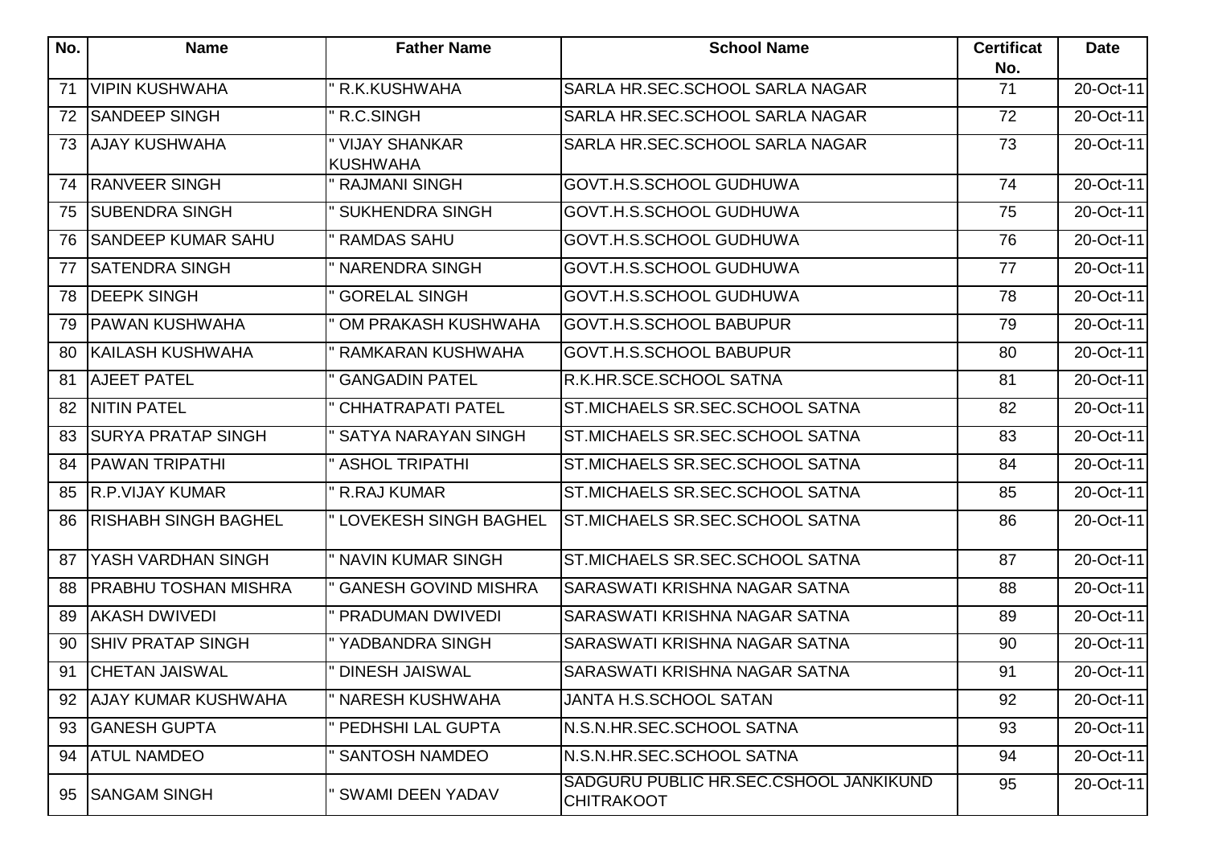| No. | Name | Father Name | School Name | Certificat No. | Date |
|---|---|---|---|---|---|
| 71 | VIPIN KUSHWAHA | " R.K.KUSHWAHA | SARLA HR.SEC.SCHOOL SARLA NAGAR | 71 | 20-Oct-11 |
| 72 | SANDEEP SINGH | " R.C.SINGH | SARLA HR.SEC.SCHOOL SARLA NAGAR | 72 | 20-Oct-11 |
| 73 | AJAY KUSHWAHA | " VIJAY SHANKAR KUSHWAHA | SARLA HR.SEC.SCHOOL SARLA NAGAR | 73 | 20-Oct-11 |
| 74 | RANVEER SINGH | " RAJMANI SINGH | GOVT.H.S.SCHOOL GUDHUWA | 74 | 20-Oct-11 |
| 75 | SUBENDRA SINGH | " SUKHENDRA SINGH | GOVT.H.S.SCHOOL GUDHUWA | 75 | 20-Oct-11 |
| 76 | SANDEEP KUMAR SAHU | " RAMDAS SAHU | GOVT.H.S.SCHOOL GUDHUWA | 76 | 20-Oct-11 |
| 77 | SATENDRA SINGH | " NARENDRA SINGH | GOVT.H.S.SCHOOL GUDHUWA | 77 | 20-Oct-11 |
| 78 | DEEPK SINGH | " GORELAL SINGH | GOVT.H.S.SCHOOL GUDHUWA | 78 | 20-Oct-11 |
| 79 | PAWAN KUSHWAHA | " OM PRAKASH KUSHWAHA | GOVT.H.S.SCHOOL BABUPUR | 79 | 20-Oct-11 |
| 80 | KAILASH KUSHWAHA | " RAMKARAN KUSHWAHA | GOVT.H.S.SCHOOL BABUPUR | 80 | 20-Oct-11 |
| 81 | AJEET PATEL | " GANGADIN PATEL | R.K.HR.SCE.SCHOOL SATNA | 81 | 20-Oct-11 |
| 82 | NITIN PATEL | " CHHATRAPATI PATEL | ST.MICHAELS SR.SEC.SCHOOL SATNA | 82 | 20-Oct-11 |
| 83 | SURYA PRATAP SINGH | " SATYA NARAYAN SINGH | ST.MICHAELS SR.SEC.SCHOOL SATNA | 83 | 20-Oct-11 |
| 84 | PAWAN TRIPATHI | " ASHOL TRIPATHI | ST.MICHAELS SR.SEC.SCHOOL SATNA | 84 | 20-Oct-11 |
| 85 | R.P.VIJAY KUMAR | " R.RAJ KUMAR | ST.MICHAELS SR.SEC.SCHOOL SATNA | 85 | 20-Oct-11 |
| 86 | RISHABH SINGH BAGHEL | " LOVEKESH SINGH BAGHEL | ST.MICHAELS SR.SEC.SCHOOL SATNA | 86 | 20-Oct-11 |
| 87 | YASH VARDHAN SINGH | " NAVIN KUMAR SINGH | ST.MICHAELS SR.SEC.SCHOOL SATNA | 87 | 20-Oct-11 |
| 88 | PRABHU TOSHAN MISHRA | " GANESH GOVIND MISHRA | SARASWATI KRISHNA NAGAR SATNA | 88 | 20-Oct-11 |
| 89 | AKASH DWIVEDI | " PRADUMAN DWIVEDI | SARASWATI KRISHNA NAGAR SATNA | 89 | 20-Oct-11 |
| 90 | SHIV PRATAP SINGH | " YADBANDRA SINGH | SARASWATI KRISHNA NAGAR SATNA | 90 | 20-Oct-11 |
| 91 | CHETAN JAISWAL | " DINESH JAISWAL | SARASWATI KRISHNA NAGAR SATNA | 91 | 20-Oct-11 |
| 92 | AJAY KUMAR KUSHWAHA | " NARESH KUSHWAHA | JANTA H.S.SCHOOL SATAN | 92 | 20-Oct-11 |
| 93 | GANESH GUPTA | " PEDHSHI LAL GUPTA | N.S.N.HR.SEC.SCHOOL SATNA | 93 | 20-Oct-11 |
| 94 | ATUL NAMDEO | " SANTOSH NAMDEO | N.S.N.HR.SEC.SCHOOL SATNA | 94 | 20-Oct-11 |
| 95 | SANGAM SINGH | " SWAMI DEEN YADAV | SADGURU PUBLIC HR.SEC.CSHOOL JANKIKUND CHITRAKOOT | 95 | 20-Oct-11 |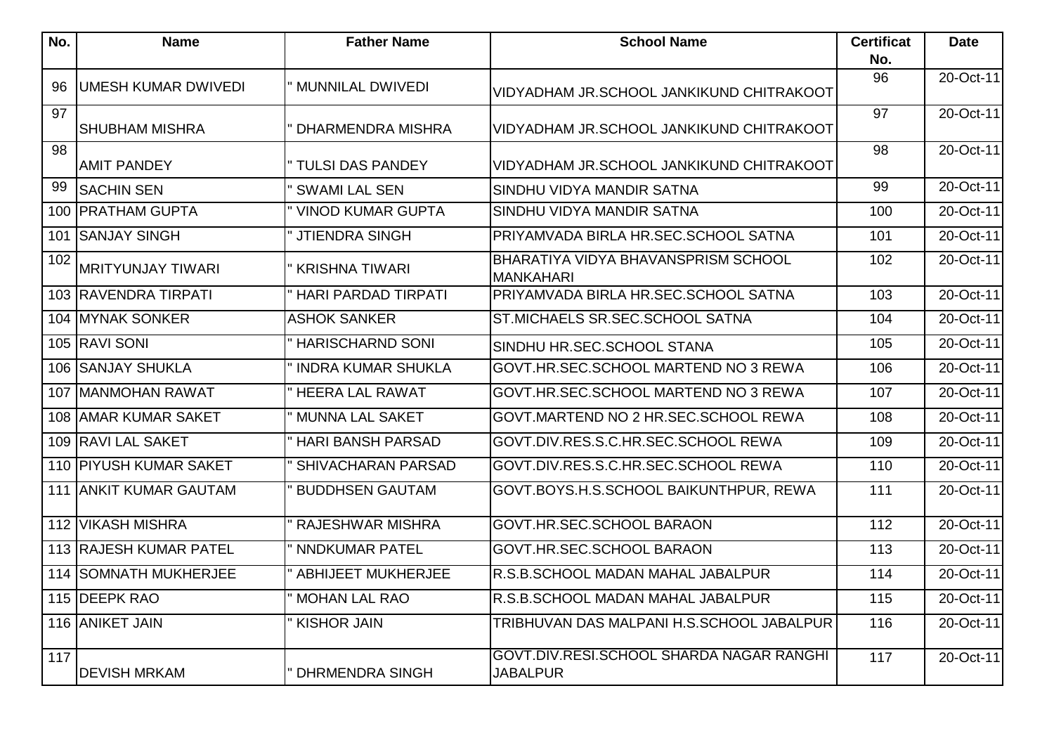| No. | Name | Father Name | School Name | Certificat No. | Date |
|---|---|---|---|---|---|
| 96 | UMESH KUMAR DWIVEDI | " MUNNILAL DWIVEDI | VIDYADHAM JR.SCHOOL JANKIKUND CHITRAKOOT | 96 | 20-Oct-11 |
| 97 | SHUBHAM MISHRA | " DHARMENDRA MISHRA | VIDYADHAM JR.SCHOOL JANKIKUND CHITRAKOOT | 97 | 20-Oct-11 |
| 98 | AMIT PANDEY | " TULSI DAS PANDEY | VIDYADHAM JR.SCHOOL JANKIKUND CHITRAKOOT | 98 | 20-Oct-11 |
| 99 | SACHIN SEN | " SWAMI LAL SEN | SINDHU VIDYA MANDIR SATNA | 99 | 20-Oct-11 |
| 100 | PRATHAM GUPTA | " VINOD KUMAR GUPTA | SINDHU VIDYA MANDIR SATNA | 100 | 20-Oct-11 |
| 101 | SANJAY SINGH | " JTIENDRA SINGH | PRIYAMVADA BIRLA HR.SEC.SCHOOL SATNA | 101 | 20-Oct-11 |
| 102 | MRITYUNJAY TIWARI | " KRISHNA TIWARI | BHARATIYA VIDYA BHAVANSPRISM SCHOOL MANKAHARI | 102 | 20-Oct-11 |
| 103 | RAVENDRA TIRPATI | " HARI PARDAD TIRPATI | PRIYAMVADA BIRLA HR.SEC.SCHOOL SATNA | 103 | 20-Oct-11 |
| 104 | MYNAK SONKER | ASHOK SANKER | ST.MICHAELS SR.SEC.SCHOOL SATNA | 104 | 20-Oct-11 |
| 105 | RAVI SONI | " HARISCHARND SONI | SINDHU HR.SEC.SCHOOL STANA | 105 | 20-Oct-11 |
| 106 | SANJAY SHUKLA | " INDRA KUMAR SHUKLA | GOVT.HR.SEC.SCHOOL MARTEND NO 3 REWA | 106 | 20-Oct-11 |
| 107 | MANMOHAN RAWAT | " HEERA LAL RAWAT | GOVT.HR.SEC.SCHOOL MARTEND NO 3 REWA | 107 | 20-Oct-11 |
| 108 | AMAR KUMAR SAKET | " MUNNA LAL SAKET | GOVT.MARTEND NO 2 HR.SEC.SCHOOL REWA | 108 | 20-Oct-11 |
| 109 | RAVI LAL SAKET | " HARI BANSH PARSAD | GOVT.DIV.RES.S.C.HR.SEC.SCHOOL REWA | 109 | 20-Oct-11 |
| 110 | PIYUSH KUMAR SAKET | " SHIVACHARAN PARSAD | GOVT.DIV.RES.S.C.HR.SEC.SCHOOL REWA | 110 | 20-Oct-11 |
| 111 | ANKIT KUMAR GAUTAM | " BUDDHSEN GAUTAM | GOVT.BOYS.H.S.SCHOOL BAIKUNTHPUR, REWA | 111 | 20-Oct-11 |
| 112 | VIKASH MISHRA | " RAJESHWAR MISHRA | GOVT.HR.SEC.SCHOOL BARAON | 112 | 20-Oct-11 |
| 113 | RAJESH KUMAR PATEL | " NNDKUMAR PATEL | GOVT.HR.SEC.SCHOOL BARAON | 113 | 20-Oct-11 |
| 114 | SOMNATH MUKHERJEE | " ABHIJEET MUKHERJEE | R.S.B.SCHOOL MADAN MAHAL JABALPUR | 114 | 20-Oct-11 |
| 115 | DEEPK RAO | " MOHAN LAL RAO | R.S.B.SCHOOL MADAN MAHAL JABALPUR | 115 | 20-Oct-11 |
| 116 | ANIKET JAIN | " KISHOR JAIN | TRIBHUVAN DAS MALPANI H.S.SCHOOL JABALPUR | 116 | 20-Oct-11 |
| 117 | DEVISH MRKAM | " DHRMENDRA SINGH | GOVT.DIV.RESI.SCHOOL SHARDA NAGAR RANGHI JABALPUR | 117 | 20-Oct-11 |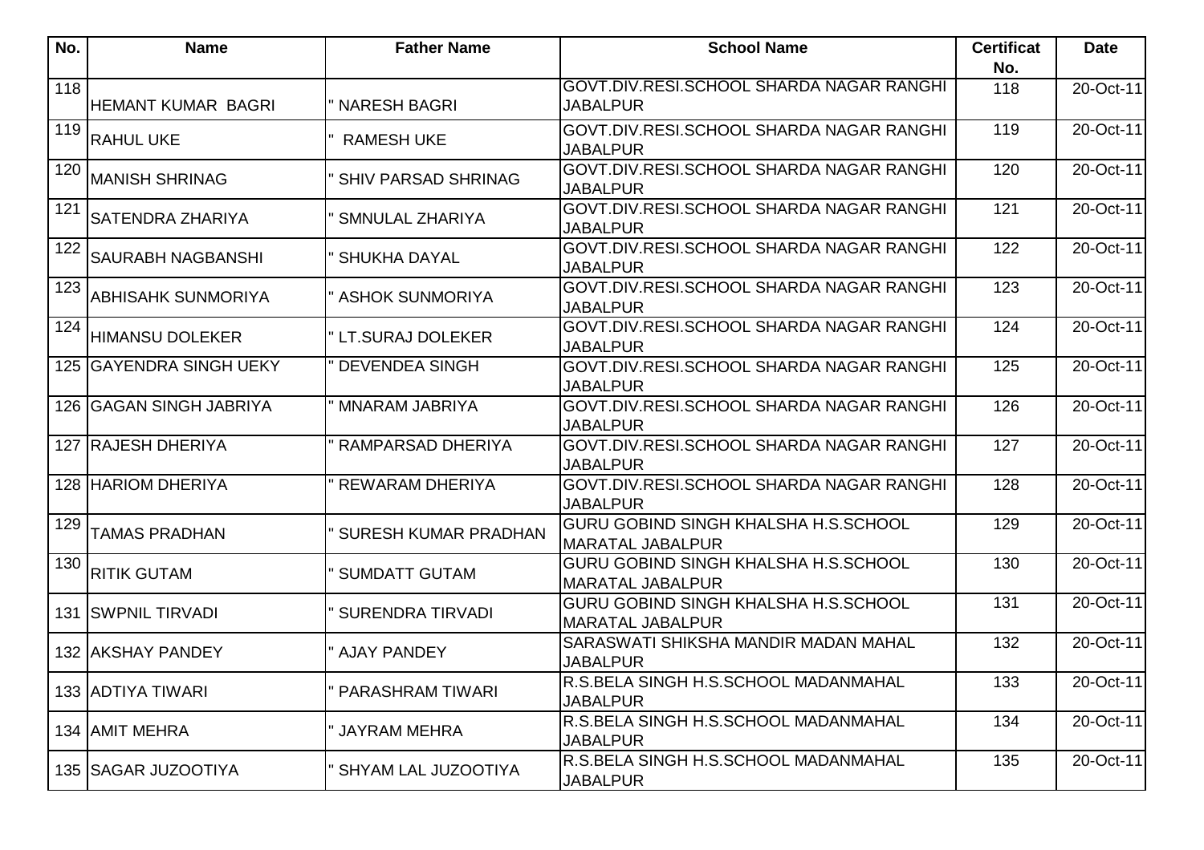| No. | Name | Father Name | School Name | Certificat No. | Date |
|---|---|---|---|---|---|
| 118 | HEMANT KUMAR BAGRI | " NARESH BAGRI | GOVT.DIV.RESI.SCHOOL SHARDA NAGAR RANGHI JABALPUR | 118 | 20-Oct-11 |
| 119 | RAHUL UKE | " RAMESH UKE | GOVT.DIV.RESI.SCHOOL SHARDA NAGAR RANGHI JABALPUR | 119 | 20-Oct-11 |
| 120 | MANISH SHRINAG | " SHIV PARSAD SHRINAG | GOVT.DIV.RESI.SCHOOL SHARDA NAGAR RANGHI JABALPUR | 120 | 20-Oct-11 |
| 121 | SATENDRA ZHARIYA | " SMNULAL ZHARIYA | GOVT.DIV.RESI.SCHOOL SHARDA NAGAR RANGHI JABALPUR | 121 | 20-Oct-11 |
| 122 | SAURABH NAGBANSHI | " SHUKHA DAYAL | GOVT.DIV.RESI.SCHOOL SHARDA NAGAR RANGHI JABALPUR | 122 | 20-Oct-11 |
| 123 | ABHISAHK SUNMORIYA | " ASHOK SUNMORIYA | GOVT.DIV.RESI.SCHOOL SHARDA NAGAR RANGHI JABALPUR | 123 | 20-Oct-11 |
| 124 | HIMANSU DOLEKER | " LT.SURAJ DOLEKER | GOVT.DIV.RESI.SCHOOL SHARDA NAGAR RANGHI JABALPUR | 124 | 20-Oct-11 |
| 125 | GAYENDRA SINGH UEKY | " DEVENDEA SINGH | GOVT.DIV.RESI.SCHOOL SHARDA NAGAR RANGHI JABALPUR | 125 | 20-Oct-11 |
| 126 | GAGAN SINGH JABRIYA | " MNARAM JABRIYA | GOVT.DIV.RESI.SCHOOL SHARDA NAGAR RANGHI JABALPUR | 126 | 20-Oct-11 |
| 127 | RAJESH DHERIYA | " RAMPARSAD DHERIYA | GOVT.DIV.RESI.SCHOOL SHARDA NAGAR RANGHI JABALPUR | 127 | 20-Oct-11 |
| 128 | HARIOM DHERIYA | " REWARAM DHERIYA | GOVT.DIV.RESI.SCHOOL SHARDA NAGAR RANGHI JABALPUR | 128 | 20-Oct-11 |
| 129 | TAMAS PRADHAN | " SURESH KUMAR PRADHAN | GURU GOBIND SINGH KHALSHA H.S.SCHOOL MARATAL JABALPUR | 129 | 20-Oct-11 |
| 130 | RITIK GUTAM | " SUMDATT GUTAM | GURU GOBIND SINGH KHALSHA H.S.SCHOOL MARATAL JABALPUR | 130 | 20-Oct-11 |
| 131 | SWPNIL TIRVADI | " SURENDRA TIRVADI | GURU GOBIND SINGH KHALSHA H.S.SCHOOL MARATAL JABALPUR | 131 | 20-Oct-11 |
| 132 | AKSHAY PANDEY | " AJAY PANDEY | SARASWATI SHIKSHA MANDIR MADAN MAHAL JABALPUR | 132 | 20-Oct-11 |
| 133 | ADTIYA TIWARI | " PARASHRAM TIWARI | R.S.BELA SINGH H.S.SCHOOL MADANMAHAL JABALPUR | 133 | 20-Oct-11 |
| 134 | AMIT MEHRA | " JAYRAM MEHRA | R.S.BELA SINGH H.S.SCHOOL MADANMAHAL JABALPUR | 134 | 20-Oct-11 |
| 135 | SAGAR JUZOOTIYA | " SHYAM LAL JUZOOTIYA | R.S.BELA SINGH H.S.SCHOOL MADANMAHAL JABALPUR | 135 | 20-Oct-11 |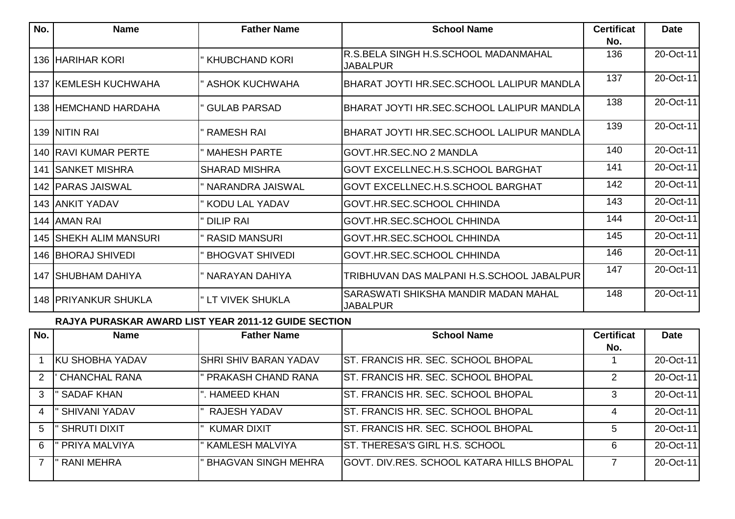| No. | Name | Father Name | School Name | Certificat No. | Date |
|---|---|---|---|---|---|
| 136 | HARIHAR KORI | " KHUBCHAND KORI | R.S.BELA SINGH H.S.SCHOOL MADANMAHAL JABALPUR | 136 | 20-Oct-11 |
| 137 | KEMLESH KUCHWAHA | " ASHOK KUCHWAHA | BHARAT JOYTI HR.SEC.SCHOOL LALIPUR MANDLA | 137 | 20-Oct-11 |
| 138 | HEMCHAND HARDAHA | " GULAB PARSAD | BHARAT JOYTI HR.SEC.SCHOOL LALIPUR MANDLA | 138 | 20-Oct-11 |
| 139 | NITIN RAI | " RAMESH RAI | BHARAT JOYTI HR.SEC.SCHOOL LALIPUR MANDLA | 139 | 20-Oct-11 |
| 140 | RAVI KUMAR PERTE | " MAHESH PARTE | GOVT.HR.SEC.NO 2 MANDLA | 140 | 20-Oct-11 |
| 141 | SANKET MISHRA | SHARAD MISHRA | GOVT EXCELLNEC.H.S.SCHOOL BARGHAT | 141 | 20-Oct-11 |
| 142 | PARAS JAISWAL | " NARANDRA JAISWAL | GOVT EXCELLNEC.H.S.SCHOOL BARGHAT | 142 | 20-Oct-11 |
| 143 | ANKIT YADAV | " KODU LAL YADAV | GOVT.HR.SEC.SCHOOL CHHINDA | 143 | 20-Oct-11 |
| 144 | AMAN RAI | " DILIP RAI | GOVT.HR.SEC.SCHOOL CHHINDA | 144 | 20-Oct-11 |
| 145 | SHEKH ALIM MANSURI | " RASID MANSURI | GOVT.HR.SEC.SCHOOL CHHINDA | 145 | 20-Oct-11 |
| 146 | BHORAJ SHIVEDI | " BHOGVAT SHIVEDI | GOVT.HR.SEC.SCHOOL CHHINDA | 146 | 20-Oct-11 |
| 147 | SHUBHAM DAHIYA | " NARAYAN DAHIYA | TRIBHUVAN DAS MALPANI H.S.SCHOOL JABALPUR | 147 | 20-Oct-11 |
| 148 | PRIYANKUR SHUKLA | " LT VIVEK SHUKLA | SARASWATI SHIKSHA MANDIR MADAN MAHAL JABALPUR | 148 | 20-Oct-11 |

**RAJYA PURASKAR AWARD LIST YEAR 2011-12 GUIDE SECTION**

| No. | Name | Father Name | School Name | Certificat No. | Date |
|---|---|---|---|---|---|
| 1 | KU SHOBHA YADAV | SHRI SHIV BARAN YADAV | ST. FRANCIS HR. SEC. SCHOOL BHOPAL | 1 | 20-Oct-11 |
| 2 | ' CHANCHAL RANA | " PRAKASH CHAND RANA | ST. FRANCIS HR. SEC. SCHOOL BHOPAL | 2 | 20-Oct-11 |
| 3 | " SADAF KHAN | ". HAMEED KHAN | ST. FRANCIS HR. SEC. SCHOOL BHOPAL | 3 | 20-Oct-11 |
| 4 | " SHIVANI YADAV | " RAJESH YADAV | ST. FRANCIS HR. SEC. SCHOOL BHOPAL | 4 | 20-Oct-11 |
| 5 | " SHRUTI DIXIT | " KUMAR DIXIT | ST. FRANCIS HR. SEC. SCHOOL BHOPAL | 5 | 20-Oct-11 |
| 6 | " PRIYA MALVIYA | " KAMLESH MALVIYA | ST. THERESA'S GIRL H.S. SCHOOL | 6 | 20-Oct-11 |
| 7 | " RANI MEHRA | " BHAGVAN SINGH MEHRA | GOVT. DIV.RES. SCHOOL KATARA HILLS BHOPAL | 7 | 20-Oct-11 |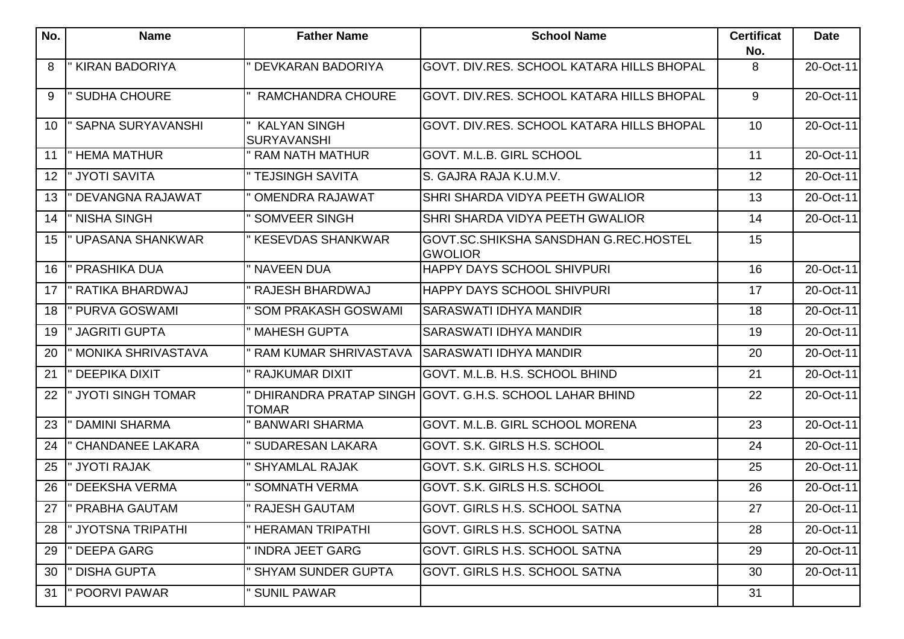| No. | Name | Father Name | School Name | Certificat No. | Date |
|---|---|---|---|---|---|
| 8 | " KIRAN BADORIYA | " DEVKARAN BADORIYA | GOVT. DIV.RES. SCHOOL KATARA HILLS BHOPAL | 8 | 20-Oct-11 |
| 9 | " SUDHA CHOURE | " RAMCHANDRA CHOURE | GOVT. DIV.RES. SCHOOL KATARA HILLS BHOPAL | 9 | 20-Oct-11 |
| 10 | " SAPNA SURYAVANSHI | " KALYAN SINGH SURYAVANSHI | GOVT. DIV.RES. SCHOOL KATARA HILLS BHOPAL | 10 | 20-Oct-11 |
| 11 | " HEMA MATHUR | " RAM NATH MATHUR | GOVT. M.L.B. GIRL SCHOOL | 11 | 20-Oct-11 |
| 12 | " JYOTI SAVITA | " TEJSINGH SAVITA | S. GAJRA RAJA K.U.M.V. | 12 | 20-Oct-11 |
| 13 | " DEVANGNA RAJAWAT | " OMENDRA RAJAWAT | SHRI SHARDA VIDYA PEETH GWALIOR | 13 | 20-Oct-11 |
| 14 | " NISHA SINGH | " SOMVEER SINGH | SHRI SHARDA VIDYA PEETH GWALIOR | 14 | 20-Oct-11 |
| 15 | " UPASANA SHANKWAR | " KESEVDAS SHANKWAR | GOVT.SC.SHIKSHA SANSDHAN G.REC.HOSTEL GWOLIOR | 15 | |
| 16 | " PRASHIKA DUA | " NAVEEN DUA | HAPPY DAYS SCHOOL SHIVPURI | 16 | 20-Oct-11 |
| 17 | " RATIKA BHARDWAJ | " RAJESH BHARDWAJ | HAPPY DAYS SCHOOL SHIVPURI | 17 | 20-Oct-11 |
| 18 | " PURVA GOSWAMI | " SOM PRAKASH GOSWAMI | SARASWATI IDHYA MANDIR | 18 | 20-Oct-11 |
| 19 | " JAGRITI GUPTA | " MAHESH GUPTA | SARASWATI IDHYA MANDIR | 19 | 20-Oct-11 |
| 20 | " MONIKA SHRIVASTAVA | " RAM KUMAR SHRIVASTAVA | SARASWATI IDHYA MANDIR | 20 | 20-Oct-11 |
| 21 | " DEEPIKA DIXIT | " RAJKUMAR DIXIT | GOVT. M.L.B. H.S. SCHOOL BHIND | 21 | 20-Oct-11 |
| 22 | " JYOTI SINGH TOMAR | " DHIRANDRA PRATAP SINGH TOMAR | GOVT. G.H.S. SCHOOL LAHAR BHIND | 22 | 20-Oct-11 |
| 23 | " DAMINI SHARMA | " BANWARI SHARMA | GOVT. M.L.B. GIRL SCHOOL MORENA | 23 | 20-Oct-11 |
| 24 | " CHANDANEE LAKARA | " SUDARESAN LAKARA | GOVT. S.K. GIRLS H.S. SCHOOL | 24 | 20-Oct-11 |
| 25 | " JYOTI RAJAK | " SHYAMLAL RAJAK | GOVT. S.K. GIRLS H.S. SCHOOL | 25 | 20-Oct-11 |
| 26 | " DEEKSHA VERMA | " SOMNATH VERMA | GOVT. S.K. GIRLS H.S. SCHOOL | 26 | 20-Oct-11 |
| 27 | " PRABHA GAUTAM | " RAJESH GAUTAM | GOVT. GIRLS H.S. SCHOOL SATNA | 27 | 20-Oct-11 |
| 28 | " JYOTSNA TRIPATHI | " HERAMAN TRIPATHI | GOVT. GIRLS H.S. SCHOOL SATNA | 28 | 20-Oct-11 |
| 29 | " DEEPA GARG | " INDRA JEET GARG | GOVT. GIRLS H.S. SCHOOL SATNA | 29 | 20-Oct-11 |
| 30 | " DISHA GUPTA | " SHYAM SUNDER GUPTA | GOVT. GIRLS H.S. SCHOOL SATNA | 30 | 20-Oct-11 |
| 31 | " POORVI PAWAR | " SUNIL PAWAR | | 31 | |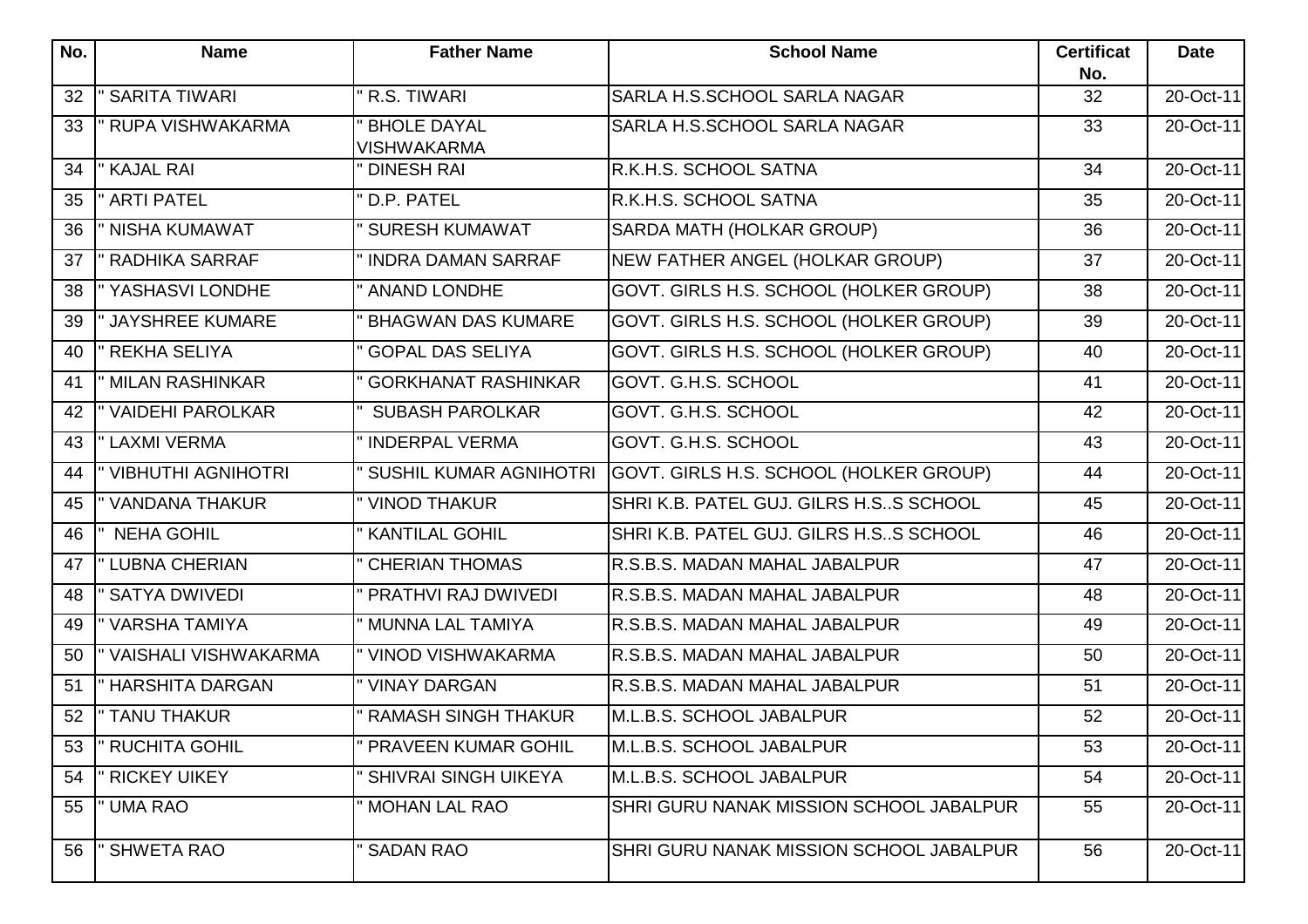| No. | Name | Father Name | School Name | Certificat No. | Date |
|---|---|---|---|---|---|
| 32 | " SARITA TIWARI | " R.S. TIWARI | SARLA H.S.SCHOOL SARLA NAGAR | 32 | 20-Oct-11 |
| 33 | " RUPA VISHWAKARMA | " BHOLE DAYAL VISHWAKARMA | SARLA H.S.SCHOOL SARLA NAGAR | 33 | 20-Oct-11 |
| 34 | " KAJAL RAI | " DINESH RAI | R.K.H.S. SCHOOL SATNA | 34 | 20-Oct-11 |
| 35 | " ARTI PATEL | " D.P. PATEL | R.K.H.S. SCHOOL SATNA | 35 | 20-Oct-11 |
| 36 | " NISHA KUMAWAT | " SURESH KUMAWAT | SARDA MATH (HOLKAR GROUP) | 36 | 20-Oct-11 |
| 37 | " RADHIKA SARRAF | " INDRA DAMAN SARRAF | NEW FATHER ANGEL (HOLKAR GROUP) | 37 | 20-Oct-11 |
| 38 | " YASHASVI LONDHE | " ANAND LONDHE | GOVT. GIRLS H.S. SCHOOL (HOLKER GROUP) | 38 | 20-Oct-11 |
| 39 | " JAYSHREE KUMARE | " BHAGWAN DAS KUMARE | GOVT. GIRLS H.S. SCHOOL (HOLKER GROUP) | 39 | 20-Oct-11 |
| 40 | " REKHA SELIYA | " GOPAL DAS SELIYA | GOVT. GIRLS H.S. SCHOOL (HOLKER GROUP) | 40 | 20-Oct-11 |
| 41 | " MILAN RASHINKAR | " GORKHANAT RASHINKAR | GOVT. G.H.S. SCHOOL | 41 | 20-Oct-11 |
| 42 | " VAIDEHI PAROLKAR | " SUBASH PAROLKAR | GOVT. G.H.S. SCHOOL | 42 | 20-Oct-11 |
| 43 | " LAXMI VERMA | " INDERPAL VERMA | GOVT. G.H.S. SCHOOL | 43 | 20-Oct-11 |
| 44 | " VIBHUTHI AGNIHOTRI | " SUSHIL KUMAR AGNIHOTRI | GOVT. GIRLS H.S. SCHOOL (HOLKER GROUP) | 44 | 20-Oct-11 |
| 45 | " VANDANA THAKUR | " VINOD THAKUR | SHRI K.B. PATEL GUJ. GILRS H.S..S SCHOOL | 45 | 20-Oct-11 |
| 46 | " NEHA GOHIL | " KANTILAL GOHIL | SHRI K.B. PATEL GUJ. GILRS H.S..S SCHOOL | 46 | 20-Oct-11 |
| 47 | " LUBNA CHERIAN | " CHERIAN THOMAS | R.S.B.S. MADAN MAHAL JABALPUR | 47 | 20-Oct-11 |
| 48 | " SATYA DWIVEDI | " PRATHVI RAJ DWIVEDI | R.S.B.S. MADAN MAHAL JABALPUR | 48 | 20-Oct-11 |
| 49 | " VARSHA TAMIYA | " MUNNA LAL TAMIYA | R.S.B.S. MADAN MAHAL JABALPUR | 49 | 20-Oct-11 |
| 50 | " VAISHALI VISHWAKARMA | " VINOD VISHWAKARMA | R.S.B.S. MADAN MAHAL JABALPUR | 50 | 20-Oct-11 |
| 51 | " HARSHITA DARGAN | " VINAY DARGAN | R.S.B.S. MADAN MAHAL JABALPUR | 51 | 20-Oct-11 |
| 52 | " TANU THAKUR | " RAMASH SINGH THAKUR | M.L.B.S. SCHOOL JABALPUR | 52 | 20-Oct-11 |
| 53 | " RUCHITA GOHIL | " PRAVEEN KUMAR GOHIL | M.L.B.S. SCHOOL JABALPUR | 53 | 20-Oct-11 |
| 54 | " RICKEY UIKEY | " SHIVRAI SINGH UIKEYA | M.L.B.S. SCHOOL JABALPUR | 54 | 20-Oct-11 |
| 55 | " UMA RAO | " MOHAN LAL RAO | SHRI GURU NANAK MISSION SCHOOL JABALPUR | 55 | 20-Oct-11 |
| 56 | " SHWETA RAO | " SADAN RAO | SHRI GURU NANAK MISSION SCHOOL JABALPUR | 56 | 20-Oct-11 |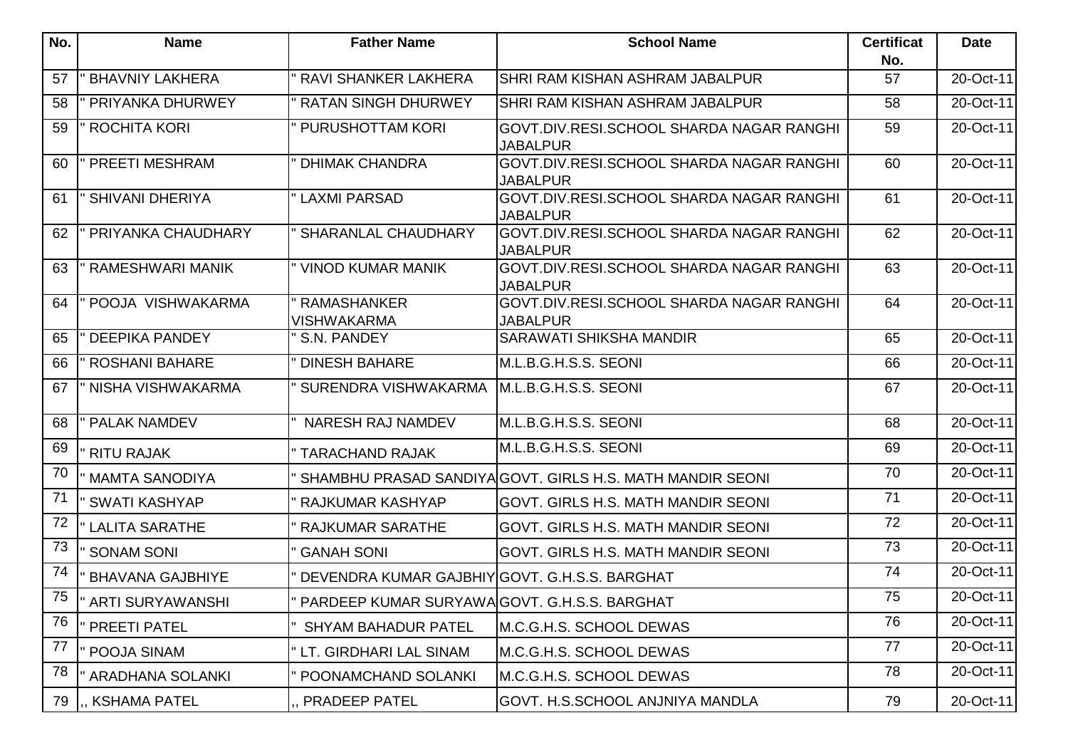| No. | Name | Father Name | School Name | Certificat No. | Date |
|---|---|---|---|---|---|
| 57 | " BHAVNIY LAKHERA | " RAVI SHANKER LAKHERA | SHRI RAM KISHAN ASHRAM JABALPUR | 57 | 20-Oct-11 |
| 58 | " PRIYANKA DHURWEY | " RATAN SINGH DHURWEY | SHRI RAM KISHAN ASHRAM JABALPUR | 58 | 20-Oct-11 |
| 59 | " ROCHITA KORI | " PURUSHOTTAM KORI | GOVT.DIV.RESI.SCHOOL SHARDA NAGAR RANGHI JABALPUR | 59 | 20-Oct-11 |
| 60 | " PREETI MESHRAM | " DHIMAK CHANDRA | GOVT.DIV.RESI.SCHOOL SHARDA NAGAR RANGHI JABALPUR | 60 | 20-Oct-11 |
| 61 | " SHIVANI DHERIYA | " LAXMI PARSAD | GOVT.DIV.RESI.SCHOOL SHARDA NAGAR RANGHI JABALPUR | 61 | 20-Oct-11 |
| 62 | " PRIYANKA CHAUDHARY | " SHARANLAL CHAUDHARY | GOVT.DIV.RESI.SCHOOL SHARDA NAGAR RANGHI JABALPUR | 62 | 20-Oct-11 |
| 63 | " RAMESHWARI MANIK | " VINOD KUMAR MANIK | GOVT.DIV.RESI.SCHOOL SHARDA NAGAR RANGHI JABALPUR | 63 | 20-Oct-11 |
| 64 | " POOJA VISHWAKARMA | " RAMASHANKER VISHWAKARMA | GOVT.DIV.RESI.SCHOOL SHARDA NAGAR RANGHI JABALPUR | 64 | 20-Oct-11 |
| 65 | " DEEPIKA PANDEY | " S.N. PANDEY | SARAWATI SHIKSHA MANDIR | 65 | 20-Oct-11 |
| 66 | " ROSHANI BAHARE | " DINESH BAHARE | M.L.B.G.H.S.S. SEONI | 66 | 20-Oct-11 |
| 67 | " NISHA VISHWAKARMA | " SURENDRA VISHWAKARMA | M.L.B.G.H.S.S. SEONI | 67 | 20-Oct-11 |
| 68 | " PALAK NAMDEV | " NARESH RAJ NAMDEV | M.L.B.G.H.S.S. SEONI | 68 | 20-Oct-11 |
| 69 | " RITU RAJAK | " TARACHAND RAJAK | M.L.B.G.H.S.S. SEONI | 69 | 20-Oct-11 |
| 70 | " MAMTA SANODIYA | " SHAMBHU PRASAD SANDIYA | GOVT. GIRLS H.S. MATH MANDIR SEONI | 70 | 20-Oct-11 |
| 71 | " SWATI KASHYAP | " RAJKUMAR KASHYAP | GOVT. GIRLS H.S. MATH MANDIR SEONI | 71 | 20-Oct-11 |
| 72 | " LALITA SARATHE | " RAJKUMAR SARATHE | GOVT. GIRLS H.S. MATH MANDIR SEONI | 72 | 20-Oct-11 |
| 73 | " SONAM SONI | " GANAH SONI | GOVT. GIRLS H.S. MATH MANDIR SEONI | 73 | 20-Oct-11 |
| 74 | " BHAVANA GAJBHIYE | " DEVENDRA KUMAR GAJBHIY | GOVT. G.H.S.S. BARGHAT | 74 | 20-Oct-11 |
| 75 | " ARTI SURYAWANSHI | " PARDEEP KUMAR SURYAWA | GOVT. G.H.S.S. BARGHAT | 75 | 20-Oct-11 |
| 76 | " PREETI PATEL | " SHYAM BAHADUR PATEL | M.C.G.H.S. SCHOOL DEWAS | 76 | 20-Oct-11 |
| 77 | " POOJA SINAM | " LT. GIRDHARI LAL SINAM | M.C.G.H.S. SCHOOL DEWAS | 77 | 20-Oct-11 |
| 78 | " ARADHANA SOLANKI | " POONAMCHAND SOLANKI | M.C.G.H.S. SCHOOL DEWAS | 78 | 20-Oct-11 |
| 79 | ,, KSHAMA PATEL | ,, PRADEEP PATEL | GOVT. H.S.SCHOOL ANJNIYA MANDLA | 79 | 20-Oct-11 |